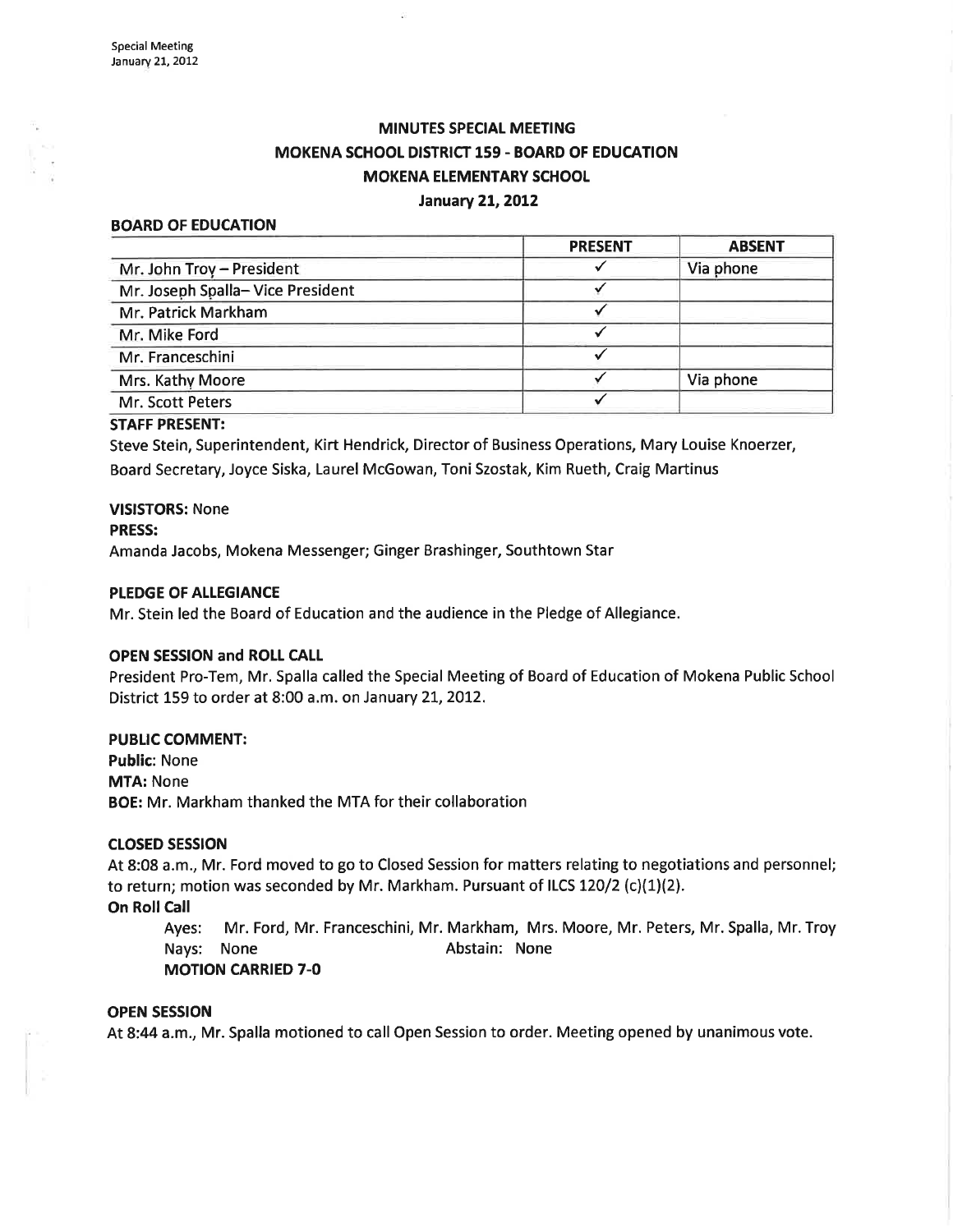Special Meeting
January 21, 2012

# MINUTES SPECIAL MEETING
# MOKENA SCHOOL DISTRICT 159 - BOARD OF EDUCATION
# MOKENA ELEMENTARY SCHOOL
## January 21, 2012

**BOARD OF EDUCATION**

| | PRESENT | ABSENT |
|---|---|---|
| Mr. John Troy – President | ✓ | Via phone |
| Mr. Joseph Spalla– Vice President | ✓ | |
| Mr. Patrick Markham | ✓ | |
| Mr. Mike Ford | ✓ | |
| Mr. Franceschini | ✓ | |
| Mrs. Kathy Moore | ✓ | Via phone |
| Mr. Scott Peters | ✓ | |

**STAFF PRESENT:**

Steve Stein, Superintendent, Kirt Hendrick, Director of Business Operations, Mary Louise Knoerzer, Board Secretary, Joyce Siska, Laurel McGowan, Toni Szostak, Kim Rueth, Craig Martinus

**VISITORS:** None

**PRESS:**

Amanda Jacobs, Mokena Messenger; Ginger Brashinger, Southtown Star

**PLEDGE OF ALLEGIANCE**

Mr. Stein led the Board of Education and the audience in the Pledge of Allegiance.

**OPEN SESSION and ROLL CALL**

President Pro-Tem, Mr. Spalla called the Special Meeting of Board of Education of Mokena Public School District 159 to order at 8:00 a.m. on January 21, 2012.

**PUBLIC COMMENT:**

**Public:** None
**MTA:** None
**BOE:** Mr. Markham thanked the MTA for their collaboration

**CLOSED SESSION**

At 8:08 a.m., Mr. Ford moved to go to Closed Session for matters relating to negotiations and personnel; to return; motion was seconded by Mr. Markham. Pursuant of ILCS 120/2 (c)(1)(2).

**On Roll Call**

Ayes: Mr. Ford, Mr. Franceschini, Mr. Markham, Mrs. Moore, Mr. Peters, Mr. Spalla, Mr. Troy
Nays: None Abstain: None
**MOTION CARRIED 7-0**

**OPEN SESSION**

At 8:44 a.m., Mr. Spalla motioned to call Open Session to order. Meeting opened by unanimous vote.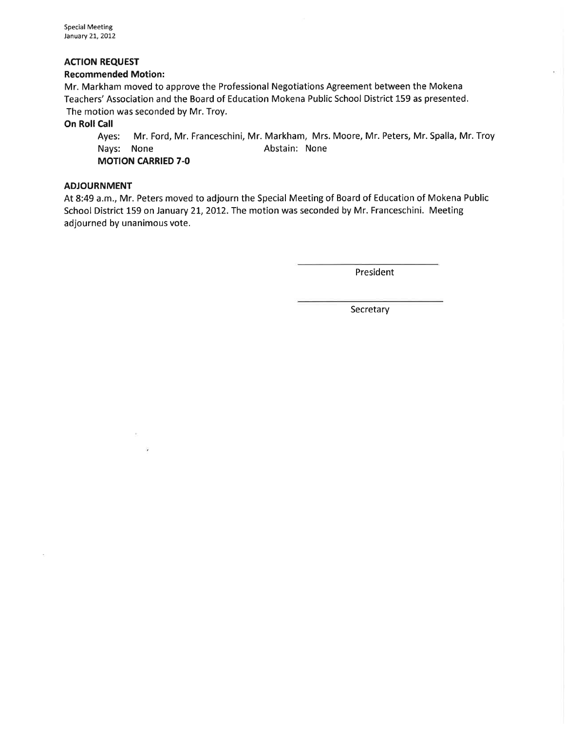**ACTION REQUEST**

**Recommended Motion:**

Mr. Markham moved to approve the Professional Negotiations Agreement between the Mokena Teachers' Association and the Board of Education Mokena Public School District 159 as presented. The motion was seconded by Mr. Troy.

**On Roll Call**

Ayes: Mr. Ford, Mr. Franceschini, Mr. Markham, Mrs. Moore, Mr. Peters, Mr. Spalla, Mr. Troy

Nays: None Abstain: None

**MOTION CARRIED 7-0**

**ADJOURNMENT**

At 8:49 a.m., Mr. Peters moved to adjourn the Special Meeting of Board of Education of Mokena Public School District 159 on January 21, 2012. The motion was seconded by Mr. Franceschini. Meeting adjourned by unanimous vote.

\_\_\_\_\_\_\_\_\_\_\_\_\_\_\_\_\_\_\_\_\_\_\_\_

President

\_\_\_\_\_\_\_\_\_\_\_\_\_\_\_\_\_\_\_\_\_\_\_\_

Secretary